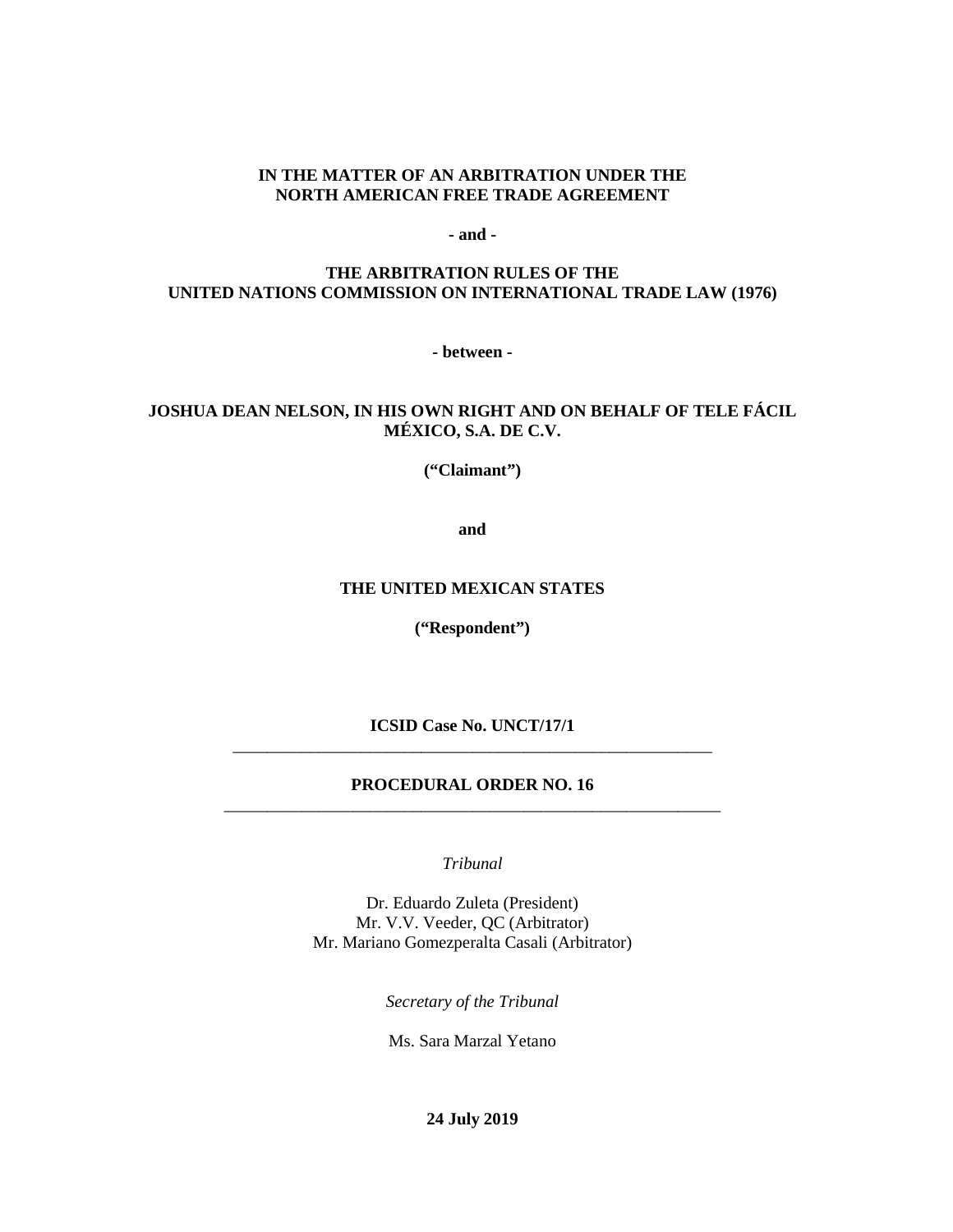**IN THE MATTER OF AN ARBITRATION UNDER THE NORTH AMERICAN FREE TRADE AGREEMENT**

**- and -**

**THE ARBITRATION RULES OF THE UNITED NATIONS COMMISSION ON INTERNATIONAL TRADE LAW (1976)**

**- between -**

**JOSHUA DEAN NELSON, IN HIS OWN RIGHT AND ON BEHALF OF TELE FÁCIL MÉXICO, S.A. DE C.V.**

**("Claimant")**

**and**

**THE UNITED MEXICAN STATES**

**("Respondent")**

**ICSID Case No. UNCT/17/1**

---

**PROCEDURAL ORDER NO. 16**

---

*Tribunal*

Dr. Eduardo Zuleta (President)
Mr. V.V. Veeder, QC (Arbitrator)
Mr. Mariano Gomezperalta Casali (Arbitrator)

*Secretary of the Tribunal*

Ms. Sara Marzal Yetano

**24 July 2019**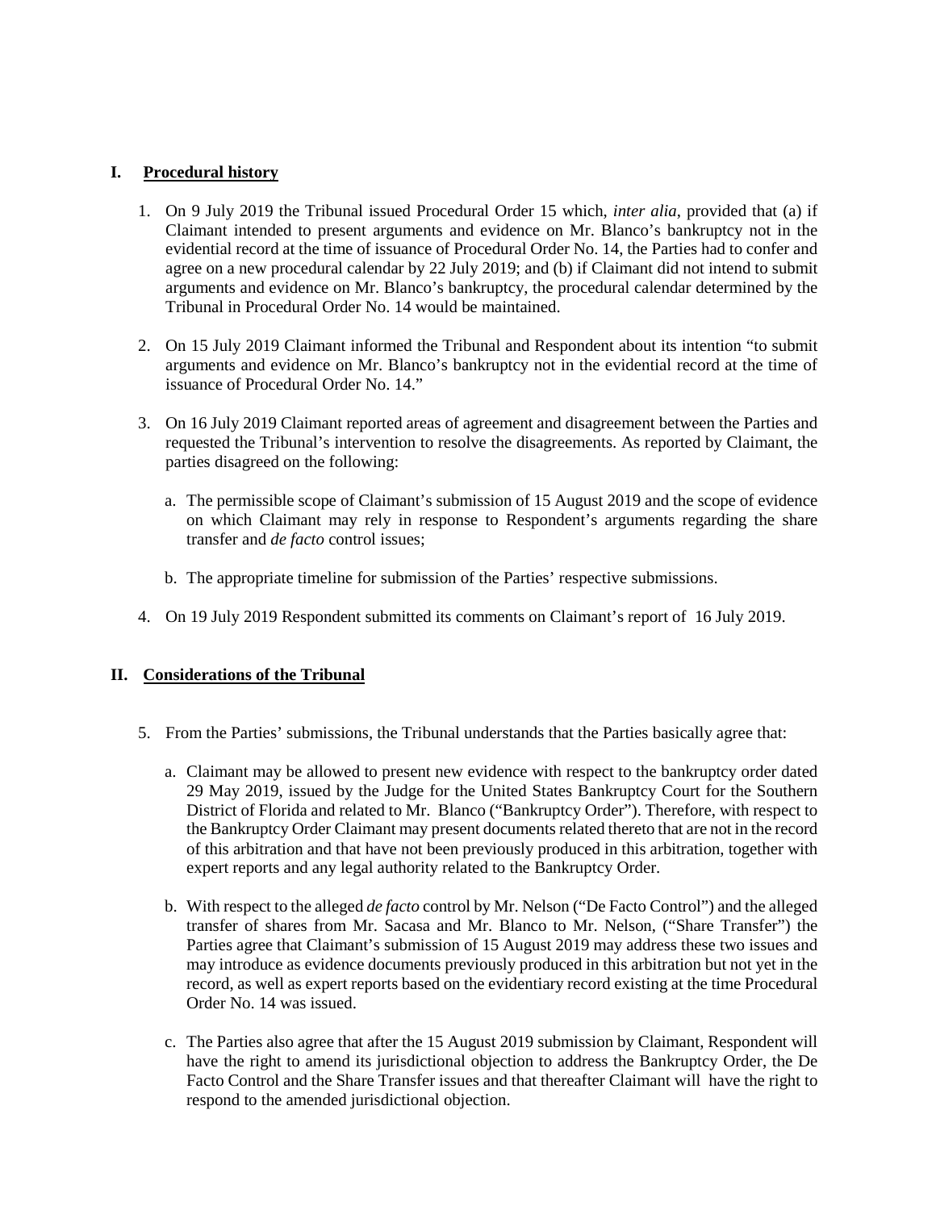## I. Procedural history

1. On 9 July 2019 the Tribunal issued Procedural Order 15 which, *inter alia*, provided that (a) if Claimant intended to present arguments and evidence on Mr. Blanco's bankruptcy not in the evidential record at the time of issuance of Procedural Order No. 14, the Parties had to confer and agree on a new procedural calendar by 22 July 2019; and (b) if Claimant did not intend to submit arguments and evidence on Mr. Blanco's bankruptcy, the procedural calendar determined by the Tribunal in Procedural Order No. 14 would be maintained.

2. On 15 July 2019 Claimant informed the Tribunal and Respondent about its intention "to submit arguments and evidence on Mr. Blanco's bankruptcy not in the evidential record at the time of issuance of Procedural Order No. 14."

3. On 16 July 2019 Claimant reported areas of agreement and disagreement between the Parties and requested the Tribunal's intervention to resolve the disagreements. As reported by Claimant, the parties disagreed on the following:

   a. The permissible scope of Claimant's submission of 15 August 2019 and the scope of evidence on which Claimant may rely in response to Respondent's arguments regarding the share transfer and *de facto* control issues;

   b. The appropriate timeline for submission of the Parties' respective submissions.

4. On 19 July 2019 Respondent submitted its comments on Claimant's report of 16 July 2019.

## II. Considerations of the Tribunal

5. From the Parties' submissions, the Tribunal understands that the Parties basically agree that:

   a. Claimant may be allowed to present new evidence with respect to the bankruptcy order dated 29 May 2019, issued by the Judge for the United States Bankruptcy Court for the Southern District of Florida and related to Mr. Blanco ("Bankruptcy Order"). Therefore, with respect to the Bankruptcy Order Claimant may present documents related thereto that are not in the record of this arbitration and that have not been previously produced in this arbitration, together with expert reports and any legal authority related to the Bankruptcy Order.

   b. With respect to the alleged *de facto* control by Mr. Nelson ("De Facto Control") and the alleged transfer of shares from Mr. Sacasa and Mr. Blanco to Mr. Nelson, ("Share Transfer") the Parties agree that Claimant's submission of 15 August 2019 may address these two issues and may introduce as evidence documents previously produced in this arbitration but not yet in the record, as well as expert reports based on the evidentiary record existing at the time Procedural Order No. 14 was issued.

   c. The Parties also agree that after the 15 August 2019 submission by Claimant, Respondent will have the right to amend its jurisdictional objection to address the Bankruptcy Order, the De Facto Control and the Share Transfer issues and that thereafter Claimant will have the right to respond to the amended jurisdictional objection.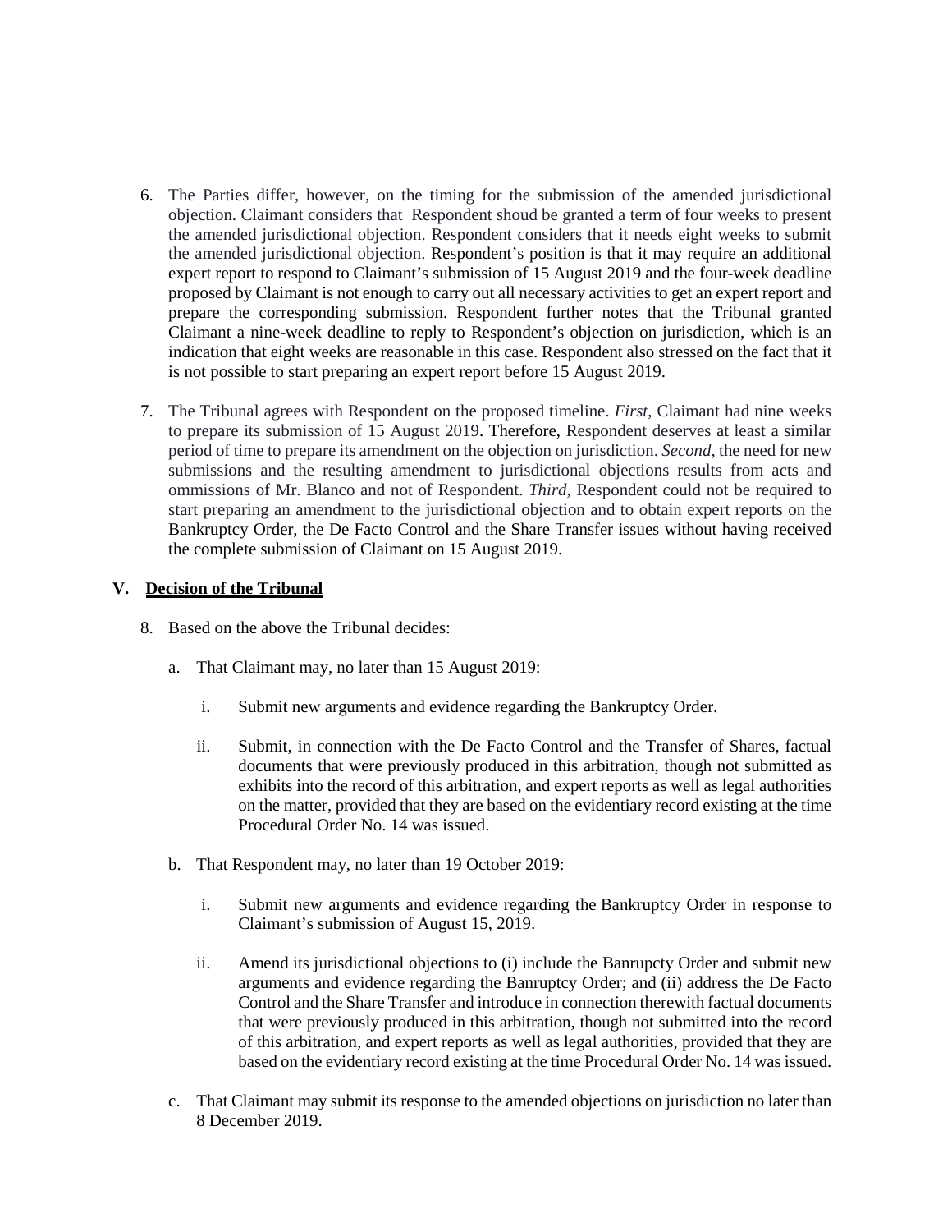6. The Parties differ, however, on the timing for the submission of the amended jurisdictional objection. Claimant considers that Respondent shoud be granted a term of four weeks to present the amended jurisdictional objection. Respondent considers that it needs eight weeks to submit the amended jurisdictional objection. Respondent's position is that it may require an additional expert report to respond to Claimant's submission of 15 August 2019 and the four-week deadline proposed by Claimant is not enough to carry out all necessary activities to get an expert report and prepare the corresponding submission. Respondent further notes that the Tribunal granted Claimant a nine-week deadline to reply to Respondent's objection on jurisdiction, which is an indication that eight weeks are reasonable in this case. Respondent also stressed on the fact that it is not possible to start preparing an expert report before 15 August 2019.

7. The Tribunal agrees with Respondent on the proposed timeline. *First*, Claimant had nine weeks to prepare its submission of 15 August 2019. Therefore, Respondent deserves at least a similar period of time to prepare its amendment on the objection on jurisdiction. *Second*, the need for new submissions and the resulting amendment to jurisdictional objections results from acts and ommissions of Mr. Blanco and not of Respondent. *Third*, Respondent could not be required to start preparing an amendment to the jurisdictional objection and to obtain expert reports on the Bankruptcy Order, the De Facto Control and the Share Transfer issues without having received the complete submission of Claimant on 15 August 2019.

## V. Decision of the Tribunal

8. Based on the above the Tribunal decides:

   a. That Claimant may, no later than 15 August 2019:

      i. Submit new arguments and evidence regarding the Bankruptcy Order.

      ii. Submit, in connection with the De Facto Control and the Transfer of Shares, factual documents that were previously produced in this arbitration, though not submitted as exhibits into the record of this arbitration, and expert reports as well as legal authorities on the matter, provided that they are based on the evidentiary record existing at the time Procedural Order No. 14 was issued.

   b. That Respondent may, no later than 19 October 2019:

      i. Submit new arguments and evidence regarding the Bankruptcy Order in response to Claimant's submission of August 15, 2019.

      ii. Amend its jurisdictional objections to (i) include the Banrupcty Order and submit new arguments and evidence regarding the Banruptcy Order; and (ii) address the De Facto Control and the Share Transfer and introduce in connection therewith factual documents that were previously produced in this arbitration, though not submitted into the record of this arbitration, and expert reports as well as legal authorities, provided that they are based on the evidentiary record existing at the time Procedural Order No. 14 was issued.

   c. That Claimant may submit its response to the amended objections on jurisdiction no later than 8 December 2019.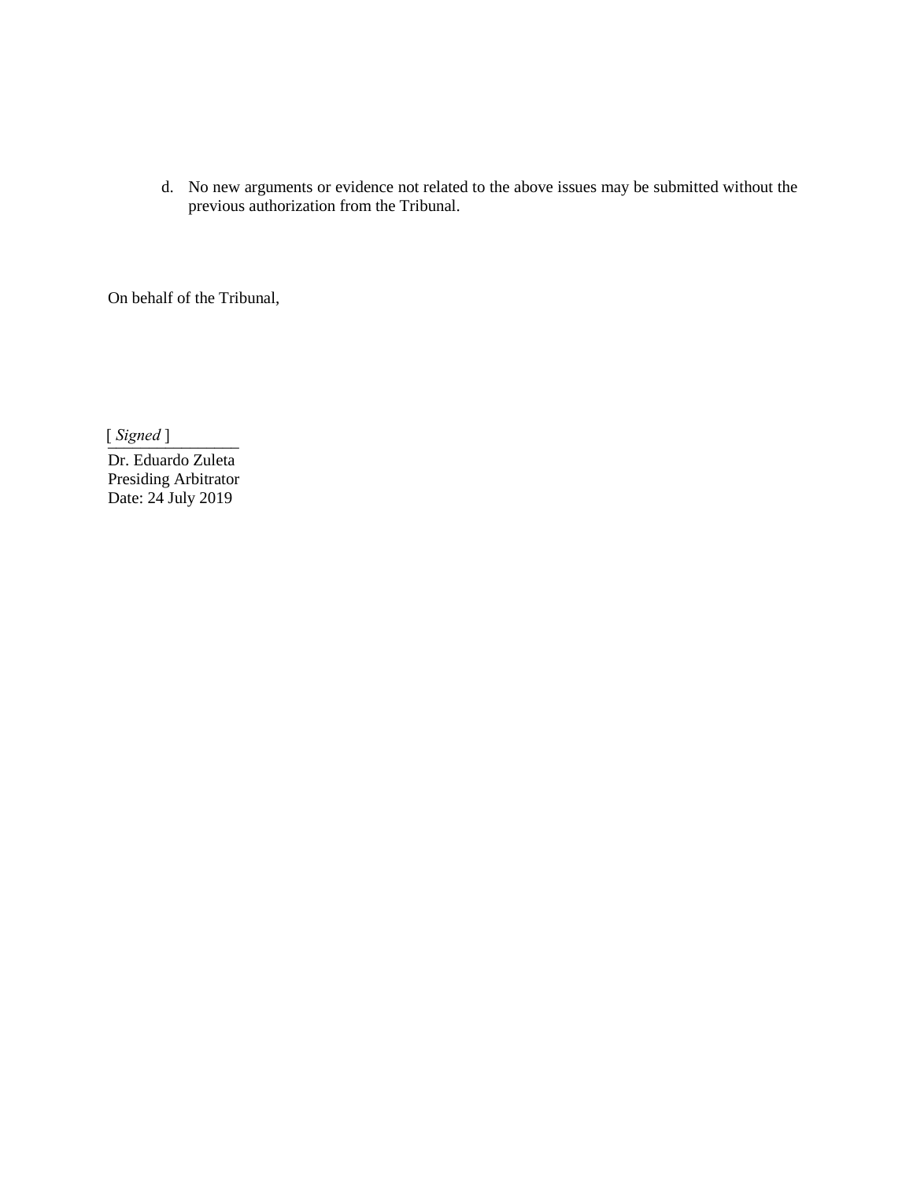d. No new arguments or evidence not related to the above issues may be submitted without the previous authorization from the Tribunal.

On behalf of the Tribunal,

[ *Signed* ]

Dr. Eduardo Zuleta
Presiding Arbitrator
Date: 24 July 2019